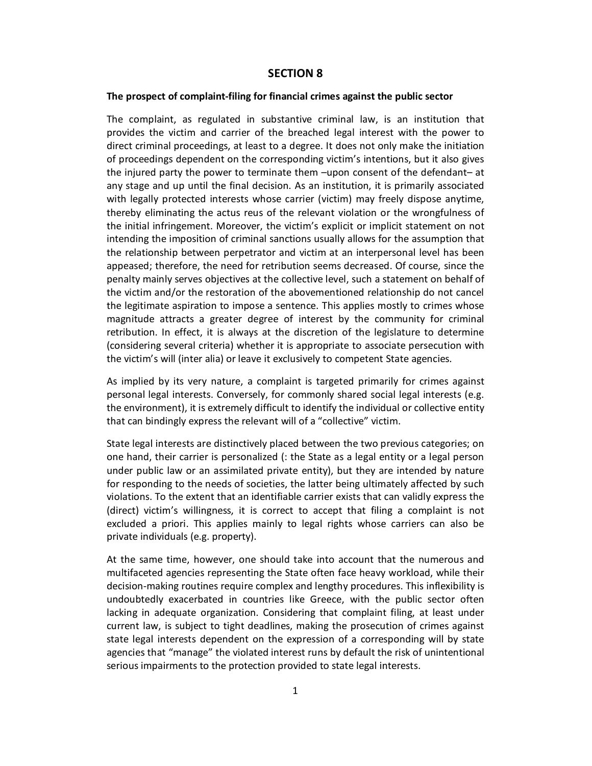# SECTION 8

**The prospect of complaint-filing for financial crimes against the public sector**

The complaint, as regulated in substantive criminal law, is an institution that provides the victim and carrier of the breached legal interest with the power to direct criminal proceedings, at least to a degree. It does not only make the initiation of proceedings dependent on the corresponding victim's intentions, but it also gives the injured party the power to terminate them –upon consent of the defendant– at any stage and up until the final decision. As an institution, it is primarily associated with legally protected interests whose carrier (victim) may freely dispose anytime, thereby eliminating the actus reus of the relevant violation or the wrongfulness of the initial infringement. Moreover, the victim's explicit or implicit statement on not intending the imposition of criminal sanctions usually allows for the assumption that the relationship between perpetrator and victim at an interpersonal level has been appeased; therefore, the need for retribution seems decreased. Of course, since the penalty mainly serves objectives at the collective level, such a statement on behalf of the victim and/or the restoration of the abovementioned relationship do not cancel the legitimate aspiration to impose a sentence. This applies mostly to crimes whose magnitude attracts a greater degree of interest by the community for criminal retribution. In effect, it is always at the discretion of the legislature to determine (considering several criteria) whether it is appropriate to associate persecution with the victim's will (inter alia) or leave it exclusively to competent State agencies.

As implied by its very nature, a complaint is targeted primarily for crimes against personal legal interests. Conversely, for commonly shared social legal interests (e.g. the environment), it is extremely difficult to identify the individual or collective entity that can bindingly express the relevant will of a "collective" victim.

State legal interests are distinctively placed between the two previous categories; on one hand, their carrier is personalized (: the State as a legal entity or a legal person under public law or an assimilated private entity), but they are intended by nature for responding to the needs of societies, the latter being ultimately affected by such violations. To the extent that an identifiable carrier exists that can validly express the (direct) victim's willingness, it is correct to accept that filing a complaint is not excluded a priori. This applies mainly to legal rights whose carriers can also be private individuals (e.g. property).

At the same time, however, one should take into account that the numerous and multifaceted agencies representing the State often face heavy workload, while their decision-making routines require complex and lengthy procedures. This inflexibility is undoubtedly exacerbated in countries like Greece, with the public sector often lacking in adequate organization. Considering that complaint filing, at least under current law, is subject to tight deadlines, making the prosecution of crimes against state legal interests dependent on the expression of a corresponding will by state agencies that "manage" the violated interest runs by default the risk of unintentional serious impairments to the protection provided to state legal interests.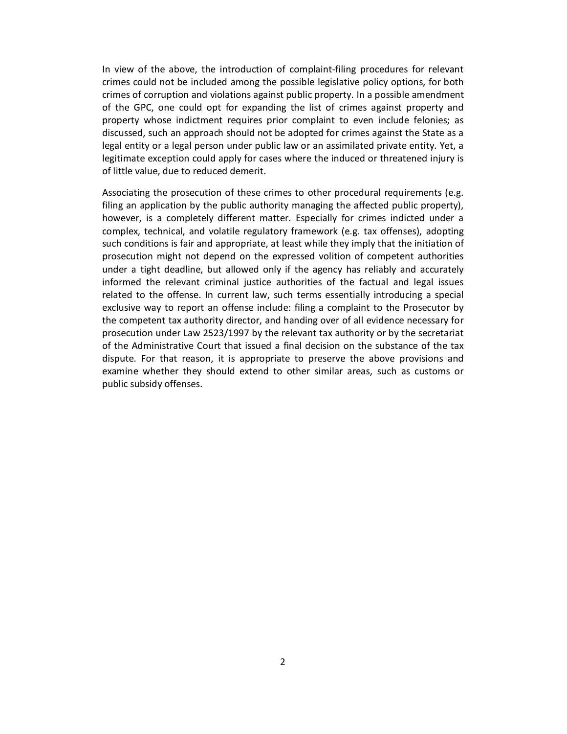In view of the above, the introduction of complaint-filing procedures for relevant crimes could not be included among the possible legislative policy options, for both crimes of corruption and violations against public property. In a possible amendment of the GPC, one could opt for expanding the list of crimes against property and property whose indictment requires prior complaint to even include felonies; as discussed, such an approach should not be adopted for crimes against the State as a legal entity or a legal person under public law or an assimilated private entity. Yet, a legitimate exception could apply for cases where the induced or threatened injury is of little value, due to reduced demerit.

Associating the prosecution of these crimes to other procedural requirements (e.g. filing an application by the public authority managing the affected public property), however, is a completely different matter. Especially for crimes indicted under a complex, technical, and volatile regulatory framework (e.g. tax offenses), adopting such conditions is fair and appropriate, at least while they imply that the initiation of prosecution might not depend on the expressed volition of competent authorities under a tight deadline, but allowed only if the agency has reliably and accurately informed the relevant criminal justice authorities of the factual and legal issues related to the offense. In current law, such terms essentially introducing a special exclusive way to report an offense include: filing a complaint to the Prosecutor by the competent tax authority director, and handing over of all evidence necessary for prosecution under Law 2523/1997 by the relevant tax authority or by the secretariat of the Administrative Court that issued a final decision on the substance of the tax dispute. For that reason, it is appropriate to preserve the above provisions and examine whether they should extend to other similar areas, such as customs or public subsidy offenses.